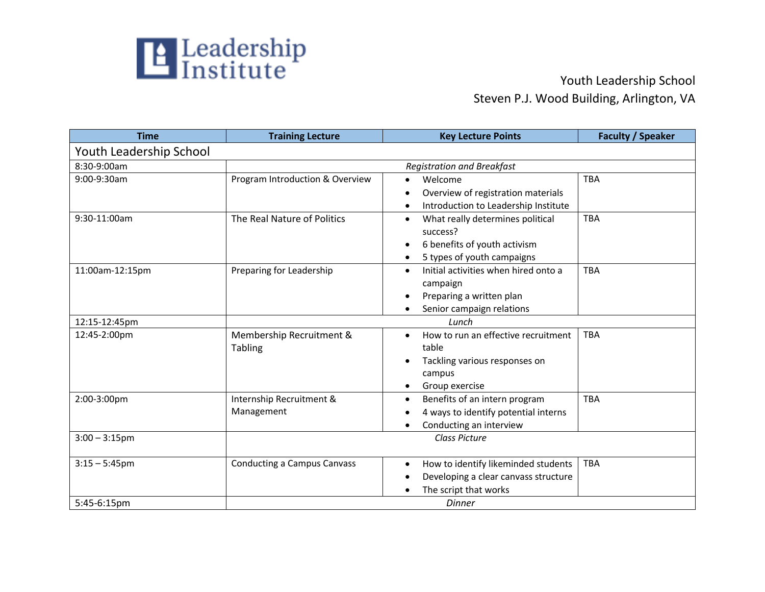Leadership Institute

Youth Leadership School
Steven P.J. Wood Building, Arlington, VA

| Time | Training Lecture | Key Lecture Points | Faculty / Speaker |
|---|---|---|---|
| **Youth Leadership School** | | | |
| 8:30-9:00am | *Registration and Breakfast* | | |
| 9:00-9:30am | Program Introduction & Overview | • Welcome<br>• Overview of registration materials<br>• Introduction to Leadership Institute | TBA |
| 9:30-11:00am | The Real Nature of Politics | • What really determines political success?<br>• 6 benefits of youth activism<br>• 5 types of youth campaigns | TBA |
| 11:00am-12:15pm | Preparing for Leadership | • Initial activities when hired onto a campaign<br>• Preparing a written plan<br>• Senior campaign relations | TBA |
| 12:15-12:45pm | *Lunch* | | |
| 12:45-2:00pm | Membership Recruitment & Tabling | • How to run an effective recruitment table<br>• Tackling various responses on campus<br>• Group exercise | TBA |
| 2:00-3:00pm | Internship Recruitment & Management | • Benefits of an intern program<br>• 4 ways to identify potential interns<br>• Conducting an interview | TBA |
| 3:00 – 3:15pm | *Class Picture* | | |
| 3:15 – 5:45pm | Conducting a Campus Canvass | • How to identify likeminded students<br>• Developing a clear canvass structure<br>• The script that works | TBA |
| 5:45-6:15pm | *Dinner* | | |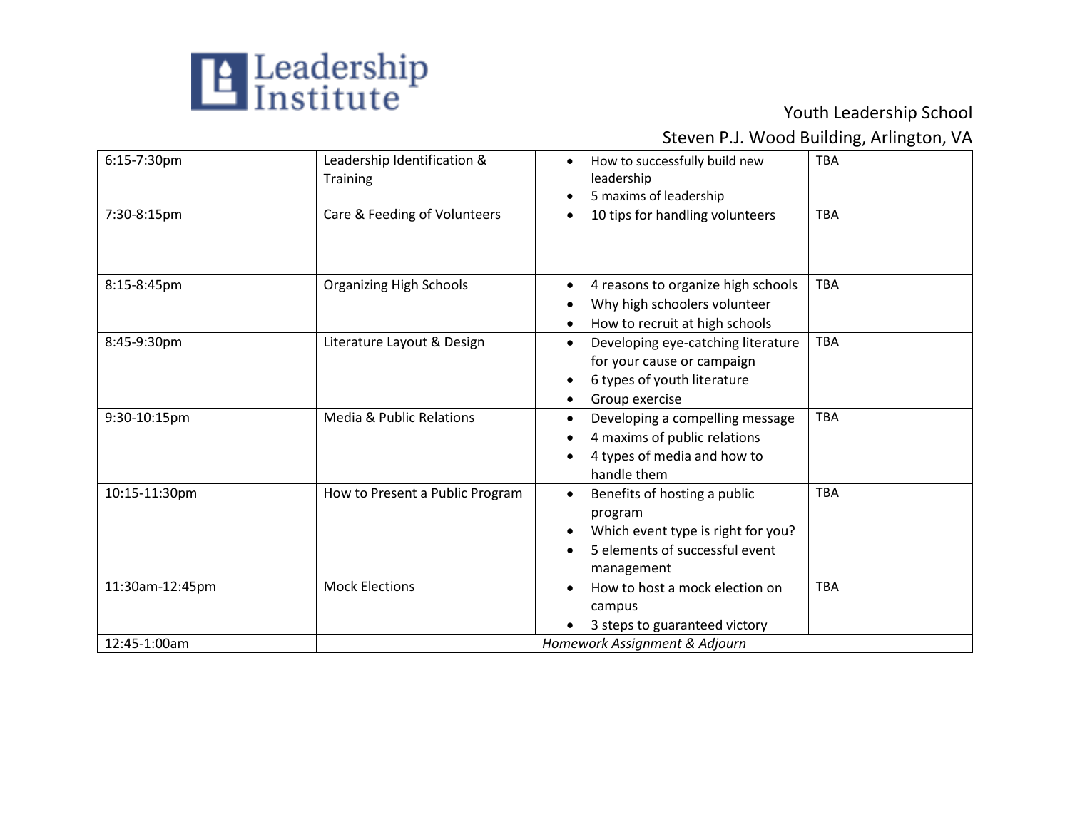Youth Leadership School

Steven P.J. Wood Building, Arlington, VA

| | | | |
|---|---|---|---|
| 6:15-7:30pm | Leadership Identification & Training | • How to successfully build new leadership<br>• 5 maxims of leadership | TBA |
| 7:30-8:15pm | Care & Feeding of Volunteers | • 10 tips for handling volunteers | TBA |
| 8:15-8:45pm | Organizing High Schools | • 4 reasons to organize high schools<br>• Why high schoolers volunteer<br>• How to recruit at high schools | TBA |
| 8:45-9:30pm | Literature Layout & Design | • Developing eye-catching literature for your cause or campaign<br>• 6 types of youth literature<br>• Group exercise | TBA |
| 9:30-10:15pm | Media & Public Relations | • Developing a compelling message<br>• 4 maxims of public relations<br>• 4 types of media and how to handle them | TBA |
| 10:15-11:30pm | How to Present a Public Program | • Benefits of hosting a public program<br>• Which event type is right for you?<br>• 5 elements of successful event management | TBA |
| 11:30am-12:45pm | Mock Elections | • How to host a mock election on campus<br>• 3 steps to guaranteed victory | TBA |
| 12:45-1:00am | *Homework Assignment & Adjourn* | | |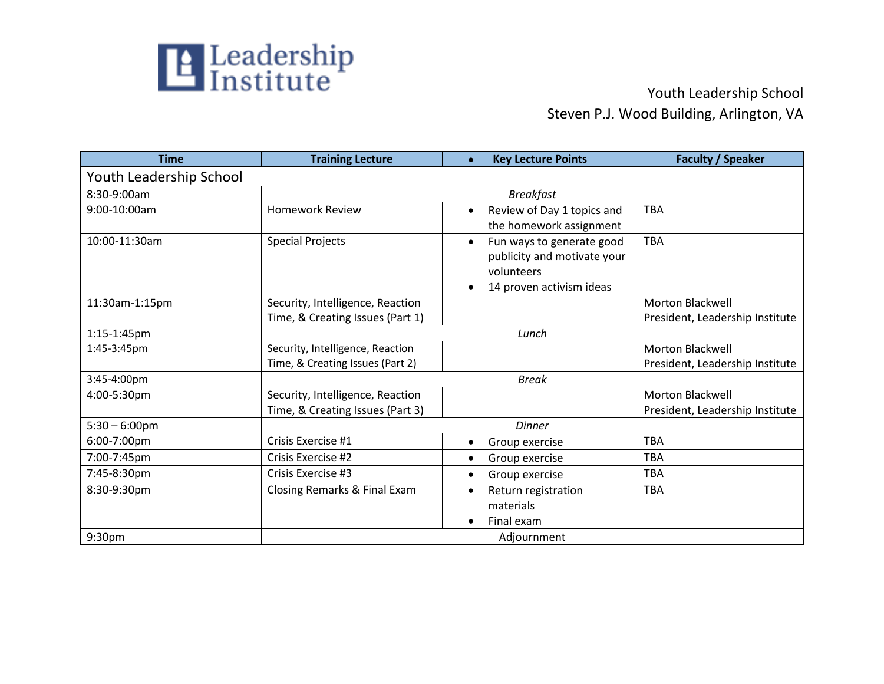Leadership Institute

Youth Leadership School
Steven P.J. Wood Building, Arlington, VA

| Time | Training Lecture | • Key Lecture Points | Faculty / Speaker |
|---|---|---|---|
| Youth Leadership School | | | |
| 8:30-9:00am | *Breakfast* | | |
| 9:00-10:00am | Homework Review | • Review of Day 1 topics and the homework assignment | TBA |
| 10:00-11:30am | Special Projects | • Fun ways to generate good publicity and motivate your volunteers<br>• 14 proven activism ideas | TBA |
| 11:30am-1:15pm | Security, Intelligence, Reaction Time, & Creating Issues (Part 1) | | Morton Blackwell<br>President, Leadership Institute |
| 1:15-1:45pm | *Lunch* | | |
| 1:45-3:45pm | Security, Intelligence, Reaction Time, & Creating Issues (Part 2) | | Morton Blackwell<br>President, Leadership Institute |
| 3:45-4:00pm | *Break* | | |
| 4:00-5:30pm | Security, Intelligence, Reaction Time, & Creating Issues (Part 3) | | Morton Blackwell<br>President, Leadership Institute |
| 5:30 – 6:00pm | *Dinner* | | |
| 6:00-7:00pm | Crisis Exercise #1 | • Group exercise | TBA |
| 7:00-7:45pm | Crisis Exercise #2 | • Group exercise | TBA |
| 7:45-8:30pm | Crisis Exercise #3 | • Group exercise | TBA |
| 8:30-9:30pm | Closing Remarks & Final Exam | • Return registration materials<br>• Final exam | TBA |
| 9:30pm | Adjournment | | |